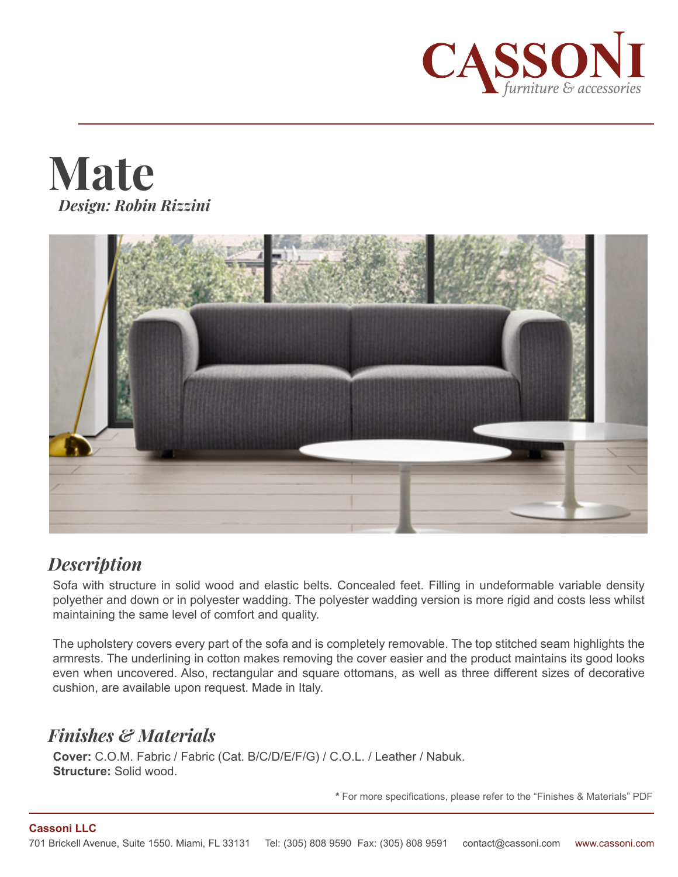# Mate

*Design: Robin Rizzini*

## *Description*

Sofa with structure in solid wood and elastic belts. Concealed feet. Filling in undeformable variable density polyether and down or in polyester wadding. The polyester wadding version is more rigid and costs less whilst maintaining the same level of comfort and quality.

The upholstery covers every part of the sofa and is completely removable. The top stitched seam highlights the armrests. The underlining in cotton makes removing the cover easier and the product maintains its good looks even when uncovered. Also, rectangular and square ottomans, as well as three different sizes of decorative cushion, are available upon request. Made in Italy.

## *Finishes & Materials*

**Cover:** C.O.M. Fabric / Fabric (Cat. B/C/D/E/F/G) / C.O.L. / Leather / Nabuk.
**Structure:** Solid wood.

**\*** For more specifications, please refer to the "Finishes & Materials" PDF

**Cassoni LLC**
701 Brickell Avenue, Suite 1550. Miami, FL 33131 Tel: (305) 808 9590 Fax: (305) 808 9591 contact@cassoni.com www.cassoni.com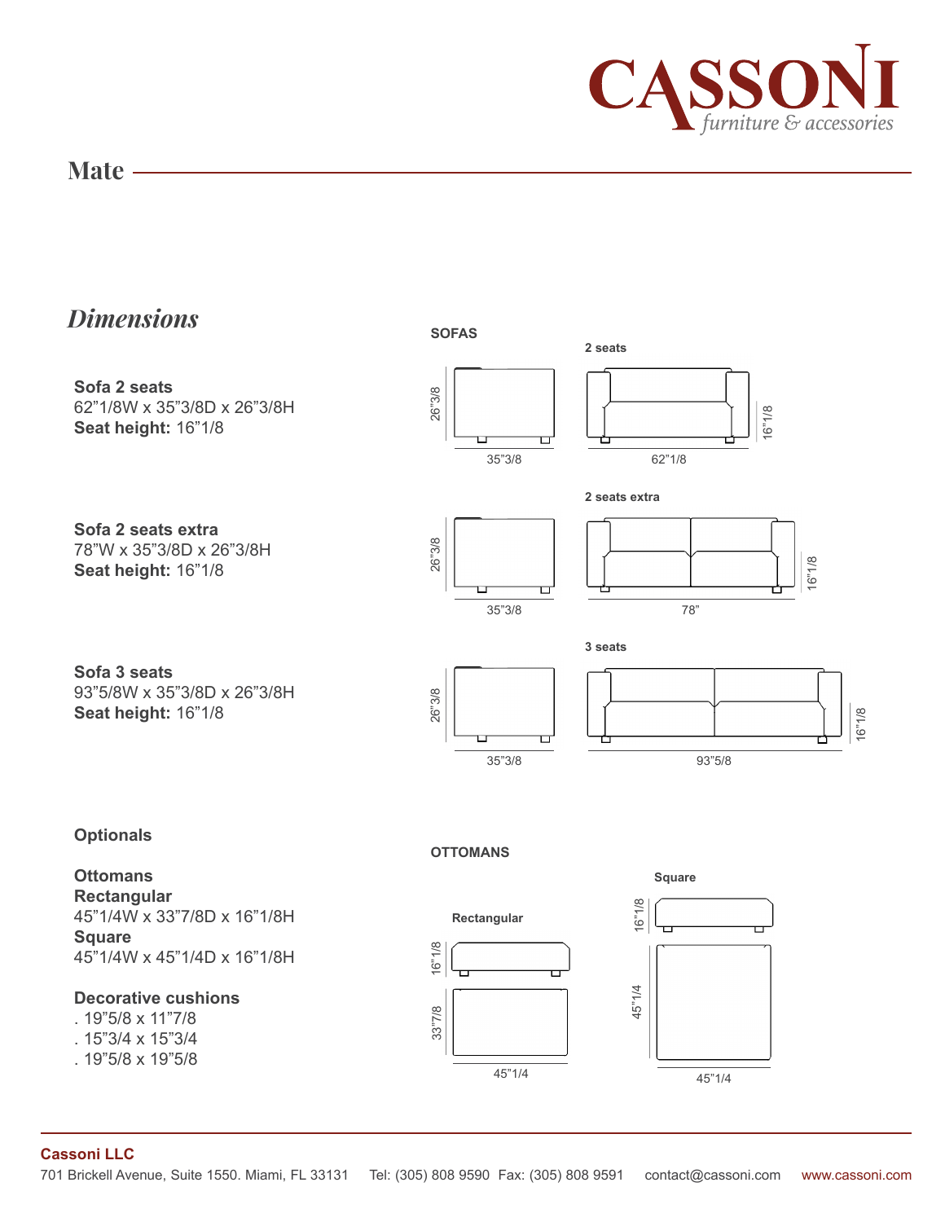# Mate

## *Dimensions*

**Sofa 2 seats**
62”1/8W x 35”3/8D x 26”3/8H
**Seat height:** 16”1/8

**Sofa 2 seats extra**
78”W x 35”3/8D x 26”3/8H
**Seat height:** 16”1/8

**Sofa 3 seats**
93”5/8W x 35”3/8D x 26”3/8H
**Seat height:** 16”1/8

**Optionals**

**Ottomans**
**Rectangular**
45”1/4W x 33”7/8D x 16”1/8H
**Square**
45”1/4W x 45”1/4D x 16”1/8H

**Decorative cushions**
. 19”5/8 x 11”7/8
. 15”3/4 x 15”3/4
. 19”5/8 x 19”5/8

SOFAS

2 seats

26”3/8
35”3/8
62”1/8
16”1/8

2 seats extra

26”3/8
35”3/8
78”
16”1/8

3 seats

26”3/8
35”3/8
93”5/8
16”1/8

OTTOMANS

Rectangular

16”1/8
33”7/8
45”1/4

Square

16”1/8
45”1/4
45”1/4

**Cassoni LLC**
701 Brickell Avenue, Suite 1550. Miami, FL 33131 Tel: (305) 808 9590 Fax: (305) 808 9591 contact@cassoni.com www.cassoni.com